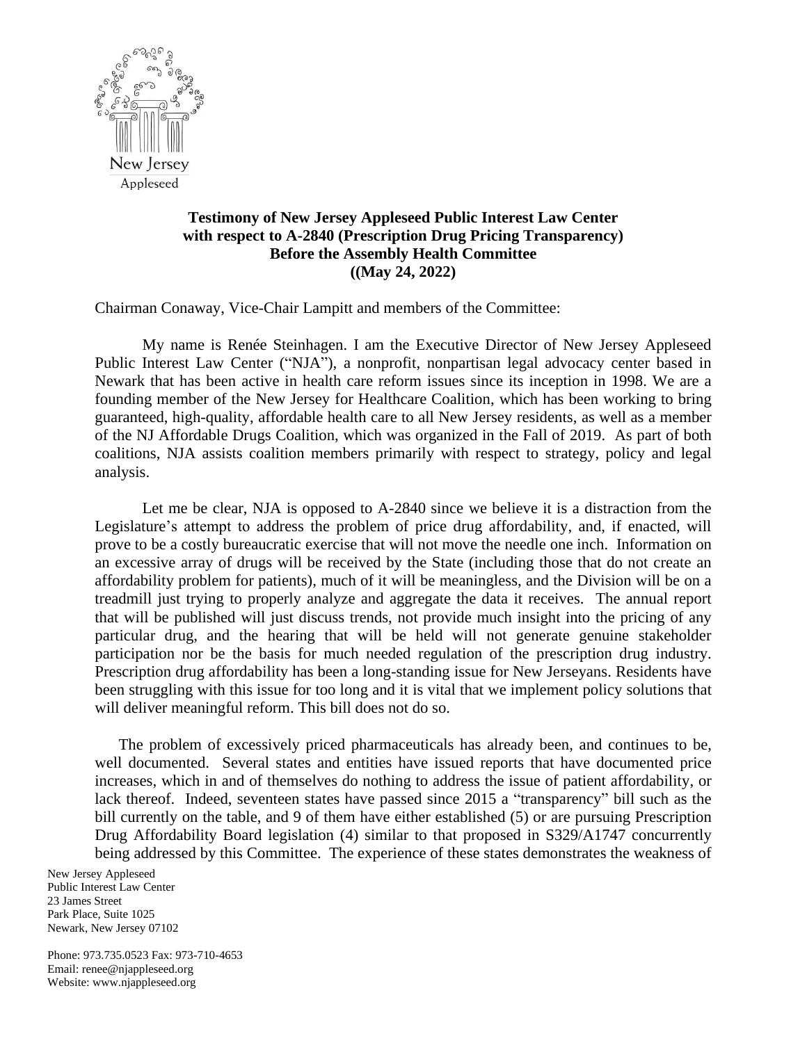New Jersey
Appleseed

**Testimony of New Jersey Appleseed Public Interest Law Center with respect to A-2840 (Prescription Drug Pricing Transparency) Before the Assembly Health Committee ((May 24, 2022)**

Chairman Conaway, Vice-Chair Lampitt and members of the Committee:

My name is Renée Steinhagen. I am the Executive Director of New Jersey Appleseed Public Interest Law Center ("NJA"), a nonprofit, nonpartisan legal advocacy center based in Newark that has been active in health care reform issues since its inception in 1998. We are a founding member of the New Jersey for Healthcare Coalition, which has been working to bring guaranteed, high-quality, affordable health care to all New Jersey residents, as well as a member of the NJ Affordable Drugs Coalition, which was organized in the Fall of 2019. As part of both coalitions, NJA assists coalition members primarily with respect to strategy, policy and legal analysis.

Let me be clear, NJA is opposed to A-2840 since we believe it is a distraction from the Legislature's attempt to address the problem of price drug affordability, and, if enacted, will prove to be a costly bureaucratic exercise that will not move the needle one inch. Information on an excessive array of drugs will be received by the State (including those that do not create an affordability problem for patients), much of it will be meaningless, and the Division will be on a treadmill just trying to properly analyze and aggregate the data it receives. The annual report that will be published will just discuss trends, not provide much insight into the pricing of any particular drug, and the hearing that will be held will not generate genuine stakeholder participation nor be the basis for much needed regulation of the prescription drug industry. Prescription drug affordability has been a long-standing issue for New Jerseyans. Residents have been struggling with this issue for too long and it is vital that we implement policy solutions that will deliver meaningful reform. This bill does not do so.

The problem of excessively priced pharmaceuticals has already been, and continues to be, well documented. Several states and entities have issued reports that have documented price increases, which in and of themselves do nothing to address the issue of patient affordability, or lack thereof. Indeed, seventeen states have passed since 2015 a "transparency" bill such as the bill currently on the table, and 9 of them have either established (5) or are pursuing Prescription Drug Affordability Board legislation (4) similar to that proposed in S329/A1747 concurrently being addressed by this Committee. The experience of these states demonstrates the weakness of

New Jersey Appleseed
Public Interest Law Center
23 James Street
Park Place, Suite 1025
Newark, New Jersey 07102

Phone: 973.735.0523 Fax: 973-710-4653
Email: renee@njappleseed.org
Website: www.njappleseed.org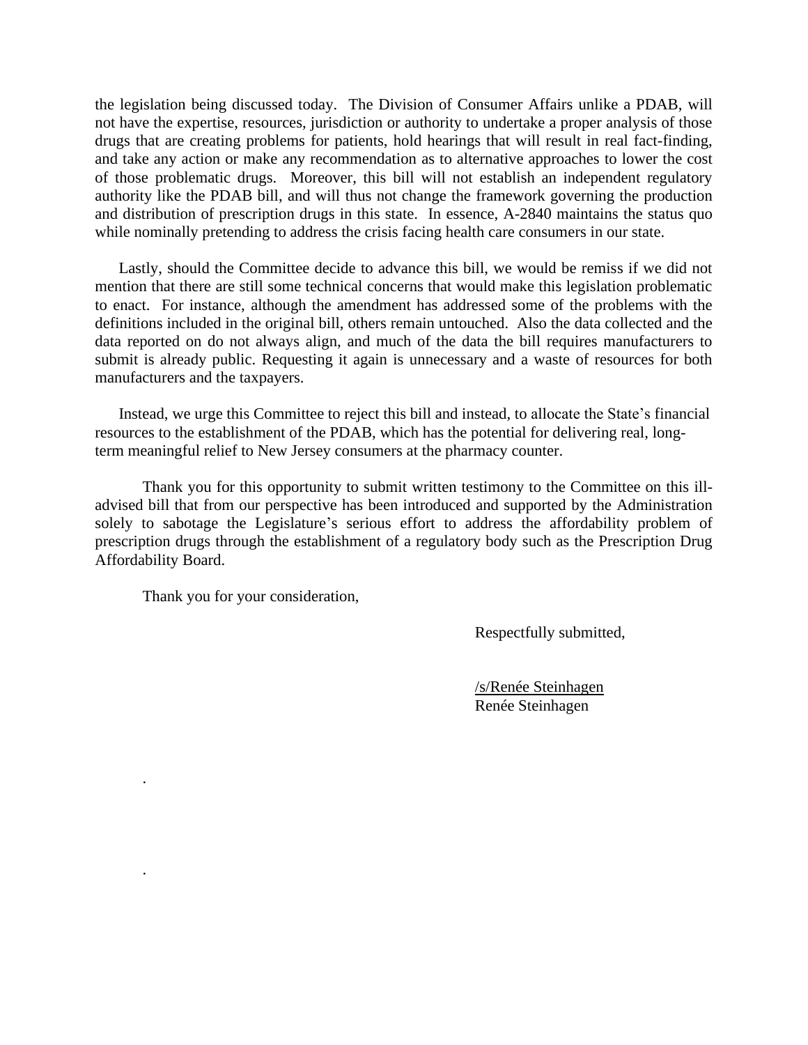the legislation being discussed today. The Division of Consumer Affairs unlike a PDAB, will not have the expertise, resources, jurisdiction or authority to undertake a proper analysis of those drugs that are creating problems for patients, hold hearings that will result in real fact-finding, and take any action or make any recommendation as to alternative approaches to lower the cost of those problematic drugs. Moreover, this bill will not establish an independent regulatory authority like the PDAB bill, and will thus not change the framework governing the production and distribution of prescription drugs in this state. In essence, A-2840 maintains the status quo while nominally pretending to address the crisis facing health care consumers in our state.

Lastly, should the Committee decide to advance this bill, we would be remiss if we did not mention that there are still some technical concerns that would make this legislation problematic to enact. For instance, although the amendment has addressed some of the problems with the definitions included in the original bill, others remain untouched. Also the data collected and the data reported on do not always align, and much of the data the bill requires manufacturers to submit is already public. Requesting it again is unnecessary and a waste of resources for both manufacturers and the taxpayers.

Instead, we urge this Committee to reject this bill and instead, to allocate the State's financial resources to the establishment of the PDAB, which has the potential for delivering real, long-term meaningful relief to New Jersey consumers at the pharmacy counter.

Thank you for this opportunity to submit written testimony to the Committee on this ill-advised bill that from our perspective has been introduced and supported by the Administration solely to sabotage the Legislature's serious effort to address the affordability problem of prescription drugs through the establishment of a regulatory body such as the Prescription Drug Affordability Board.

Thank you for your consideration,

Respectfully submitted,

/s/Renée Steinhagen
Renée Steinhagen

.

.